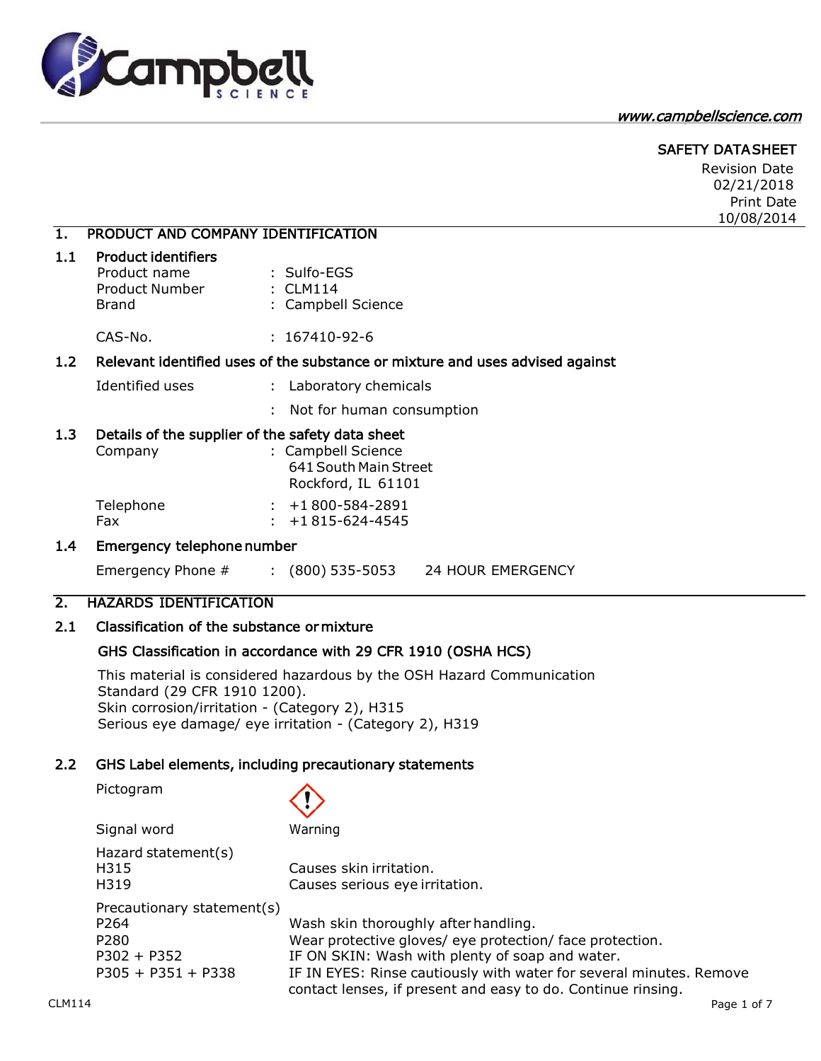www.campbellscience.com

SAFETY DATASHEET

Revision Date
02/21/2018
Print Date
10/08/2014

## 1. PRODUCT AND COMPANY IDENTIFICATION

### 1.1 Product identifiers

| | | |
|---|---|---|
| Product name | : | Sulfo-EGS |
| Product Number | : | CLM114 |
| Brand | : | Campbell Science |
| CAS-No. | : | 167410-92-6 |

### 1.2 Relevant identified uses of the substance or mixture and uses advised against

| | | |
|---|---|---|
| Identified uses | : | Laboratory chemicals |
| | : | Not for human consumption |

### 1.3 Details of the supplier of the safety data sheet

| | | |
|---|---|---|
| Company | : | Campbell Science<br>641 South Main Street<br>Rockford, IL 61101 |
| Telephone | : | +1 800-584-2891 |
| Fax | : | +1 815-624-4545 |

### 1.4 Emergency telephone number

Emergency Phone # : (800) 535-5053 24 HOUR EMERGENCY

## 2. HAZARDS IDENTIFICATION

### 2.1 Classification of the substance or mixture

**GHS Classification in accordance with 29 CFR 1910 (OSHA HCS)**

This material is considered hazardous by the OSH Hazard Communication Standard (29 CFR 1910 1200).
Skin corrosion/irritation - (Category 2), H315
Serious eye damage/ eye irritation - (Category 2), H319

### 2.2 GHS Label elements, including precautionary statements

Pictogram

Signal word: Warning

Hazard statement(s)

| | |
|---|---|
| H315 | Causes skin irritation. |
| H319 | Causes serious eye irritation. |

Precautionary statement(s)

| | |
|---|---|
| P264 | Wash skin thoroughly after handling. |
| P280 | Wear protective gloves/ eye protection/ face protection. |
| P302 + P352 | IF ON SKIN: Wash with plenty of soap and water. |
| P305 + P351 + P338 | IF IN EYES: Rinse cautiously with water for several minutes. Remove contact lenses, if present and easy to do. Continue rinsing. |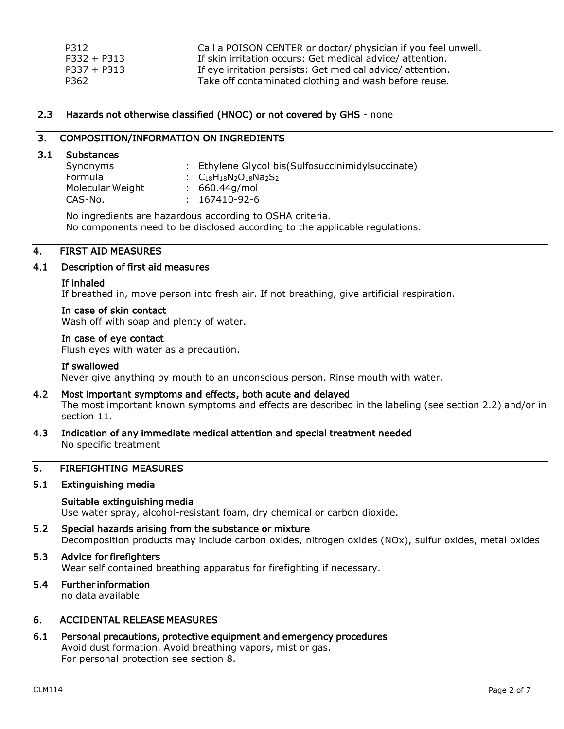| | |
|---|---|
| P312 | Call a POISON CENTER or doctor/ physician if you feel unwell. |
| P332 + P313 | If skin irritation occurs: Get medical advice/ attention. |
| P337 + P313 | If eye irritation persists: Get medical advice/ attention. |
| P362 | Take off contaminated clothing and wash before reuse. |

### 2.3 Hazards not otherwise classified (HNOC) or not covered by GHS - none

## 3. COMPOSITION/INFORMATION ON INGREDIENTS

### 3.1 Substances

| | |
|---|---|
| Synonyms | : Ethylene Glycol bis(Sulfosuccinimidylsuccinate) |
| Formula | : $C_{18}H_{18}N_2O_{18}Na_2S_2$ |
| Molecular Weight | : 660.44g/mol |
| CAS-No. | : 167410-92-6 |

No ingredients are hazardous according to OSHA criteria.
No components need to be disclosed according to the applicable regulations.

## 4. FIRST AID MEASURES

### 4.1 Description of first aid measures

**If inhaled**
If breathed in, move person into fresh air. If not breathing, give artificial respiration.

**In case of skin contact**
Wash off with soap and plenty of water.

**In case of eye contact**
Flush eyes with water as a precaution.

**If swallowed**
Never give anything by mouth to an unconscious person. Rinse mouth with water.

### 4.2 Most important symptoms and effects, both acute and delayed

The most important known symptoms and effects are described in the labeling (see section 2.2) and/or in section 11.

### 4.3 Indication of any immediate medical attention and special treatment needed

No specific treatment

## 5. FIREFIGHTING MEASURES

### 5.1 Extinguishing media

**Suitable extinguishing media**
Use water spray, alcohol-resistant foam, dry chemical or carbon dioxide.

### 5.2 Special hazards arising from the substance or mixture

Decomposition products may include carbon oxides, nitrogen oxides (NOx), sulfur oxides, metal oxides

### 5.3 Advice for firefighters

Wear self contained breathing apparatus for firefighting if necessary.

### 5.4 Further information

no data available

## 6. ACCIDENTAL RELEASE MEASURES

### 6.1 Personal precautions, protective equipment and emergency procedures

Avoid dust formation. Avoid breathing vapors, mist or gas.
For personal protection see section 8.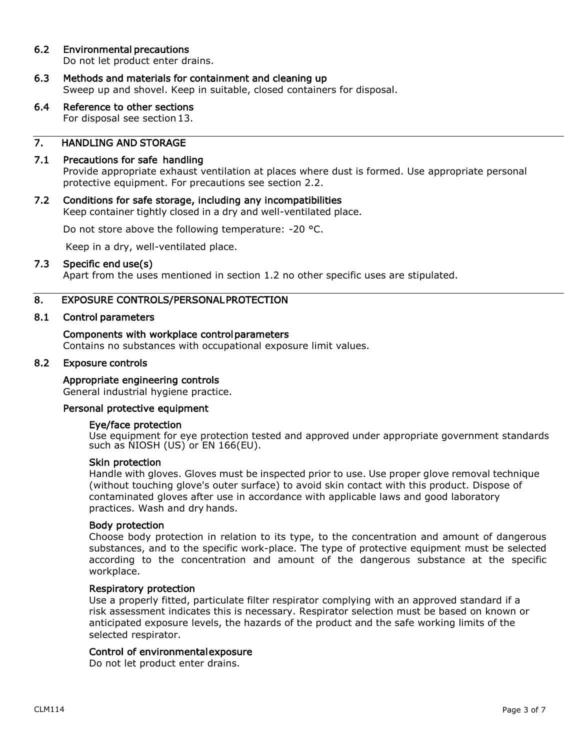### 6.2 Environmental precautions

Do not let product enter drains.

### 6.3 Methods and materials for containment and cleaning up

Sweep up and shovel. Keep in suitable, closed containers for disposal.

### 6.4 Reference to other sections

For disposal see section 13.

## 7. HANDLING AND STORAGE

### 7.1 Precautions for safe handling

Provide appropriate exhaust ventilation at places where dust is formed. Use appropriate personal protective equipment. For precautions see section 2.2.

### 7.2 Conditions for safe storage, including any incompatibilities

Keep container tightly closed in a dry and well-ventilated place.

Do not store above the following temperature: -20 °C.

Keep in a dry, well-ventilated place.

### 7.3 Specific end use(s)

Apart from the uses mentioned in section 1.2 no other specific uses are stipulated.

## 8. EXPOSURE CONTROLS/PERSONAL PROTECTION

### 8.1 Control parameters

**Components with workplace control parameters**

Contains no substances with occupational exposure limit values.

### 8.2 Exposure controls

**Appropriate engineering controls**

General industrial hygiene practice.

**Personal protective equipment**

**Eye/face protection**

Use equipment for eye protection tested and approved under appropriate government standards such as NIOSH (US) or EN 166(EU).

**Skin protection**

Handle with gloves. Gloves must be inspected prior to use. Use proper glove removal technique (without touching glove's outer surface) to avoid skin contact with this product. Dispose of contaminated gloves after use in accordance with applicable laws and good laboratory practices. Wash and dry hands.

**Body protection**

Choose body protection in relation to its type, to the concentration and amount of dangerous substances, and to the specific work-place. The type of protective equipment must be selected according to the concentration and amount of the dangerous substance at the specific workplace.

**Respiratory protection**

Use a properly fitted, particulate filter respirator complying with an approved standard if a risk assessment indicates this is necessary. Respirator selection must be based on known or anticipated exposure levels, the hazards of the product and the safe working limits of the selected respirator.

**Control of environmental exposure**

Do not let product enter drains.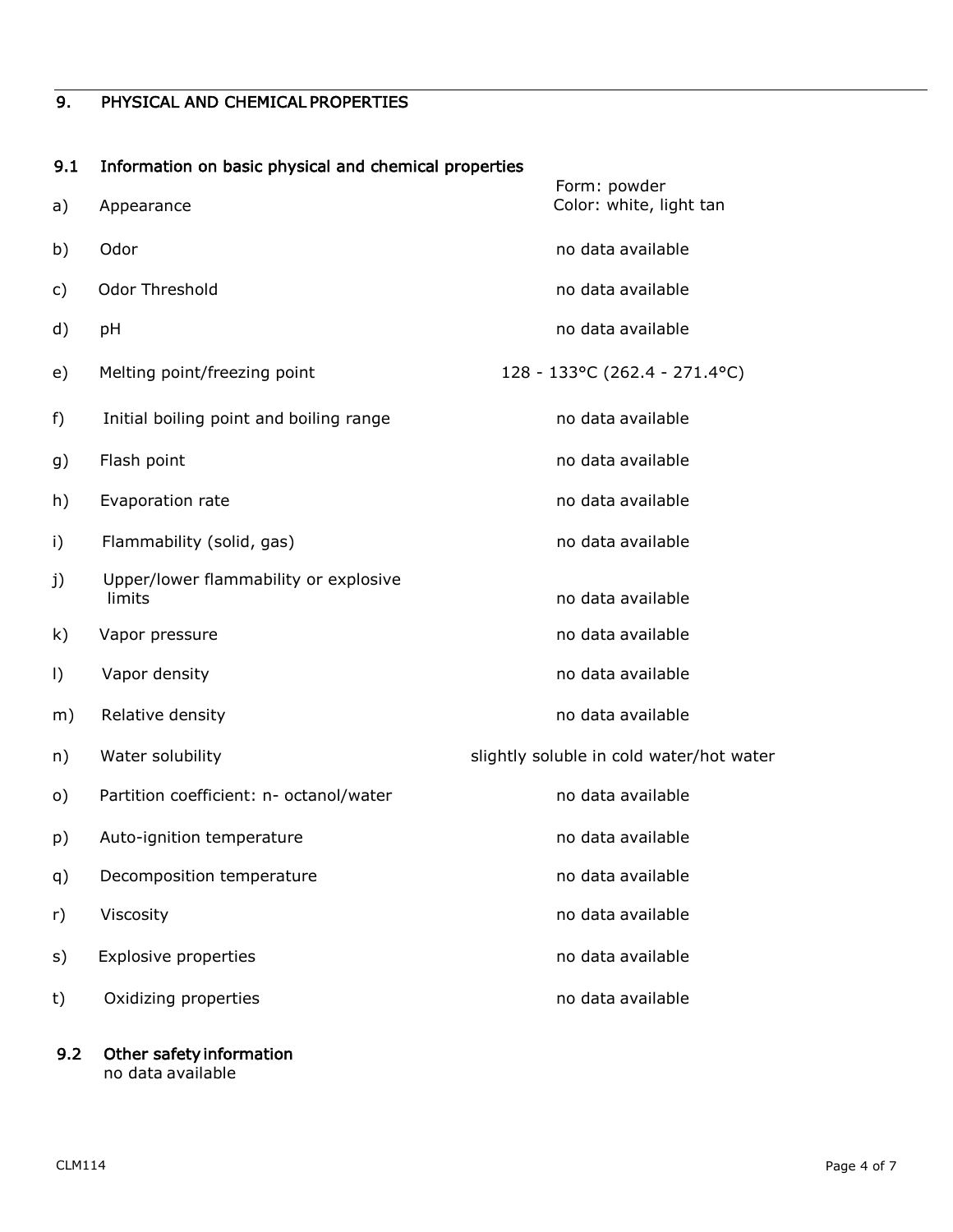## 9. PHYSICAL AND CHEMICAL PROPERTIES

### 9.1 Information on basic physical and chemical properties

| | Property | Value |
|---|---|---|
| a) | Appearance | Form: powder<br>Color: white, light tan |
| b) | Odor | no data available |
| c) | Odor Threshold | no data available |
| d) | pH | no data available |
| e) | Melting point/freezing point | 128 - 133°C (262.4 - 271.4°C) |
| f) | Initial boiling point and boiling range | no data available |
| g) | Flash point | no data available |
| h) | Evaporation rate | no data available |
| i) | Flammability (solid, gas) | no data available |
| j) | Upper/lower flammability or explosive limits | no data available |
| k) | Vapor pressure | no data available |
| l) | Vapor density | no data available |
| m) | Relative density | no data available |
| n) | Water solubility | slightly soluble in cold water/hot water |
| o) | Partition coefficient: n- octanol/water | no data available |
| p) | Auto-ignition temperature | no data available |
| q) | Decomposition temperature | no data available |
| r) | Viscosity | no data available |
| s) | Explosive properties | no data available |
| t) | Oxidizing properties | no data available |

### 9.2 Other safety information

no data available

CLM114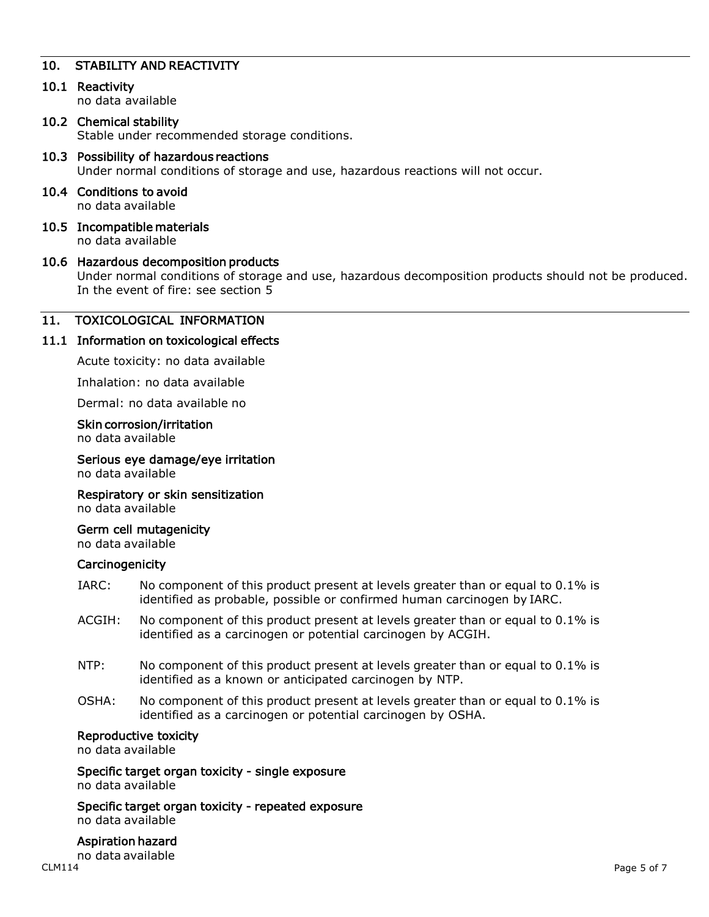## 10. STABILITY AND REACTIVITY

### 10.1 Reactivity

no data available

### 10.2 Chemical stability

Stable under recommended storage conditions.

### 10.3 Possibility of hazardous reactions

Under normal conditions of storage and use, hazardous reactions will not occur.

### 10.4 Conditions to avoid

no data available

### 10.5 Incompatible materials

no data available

### 10.6 Hazardous decomposition products

Under normal conditions of storage and use, hazardous decomposition products should not be produced. In the event of fire: see section 5

## 11. TOXICOLOGICAL INFORMATION

### 11.1 Information on toxicological effects

Acute toxicity: no data available

Inhalation: no data available

Dermal: no data available no

**Skin corrosion/irritation**

no data available

**Serious eye damage/eye irritation**

no data available

**Respiratory or skin sensitization**

no data available

**Germ cell mutagenicity**

no data available

**Carcinogenicity**

IARC: No component of this product present at levels greater than or equal to 0.1% is identified as probable, possible or confirmed human carcinogen by IARC.

ACGIH: No component of this product present at levels greater than or equal to 0.1% is identified as a carcinogen or potential carcinogen by ACGIH.

NTP: No component of this product present at levels greater than or equal to 0.1% is identified as a known or anticipated carcinogen by NTP.

OSHA: No component of this product present at levels greater than or equal to 0.1% is identified as a carcinogen or potential carcinogen by OSHA.

**Reproductive toxicity**

no data available

**Specific target organ toxicity - single exposure**

no data available

**Specific target organ toxicity - repeated exposure**

no data available

**Aspiration hazard**

no data available

CLM114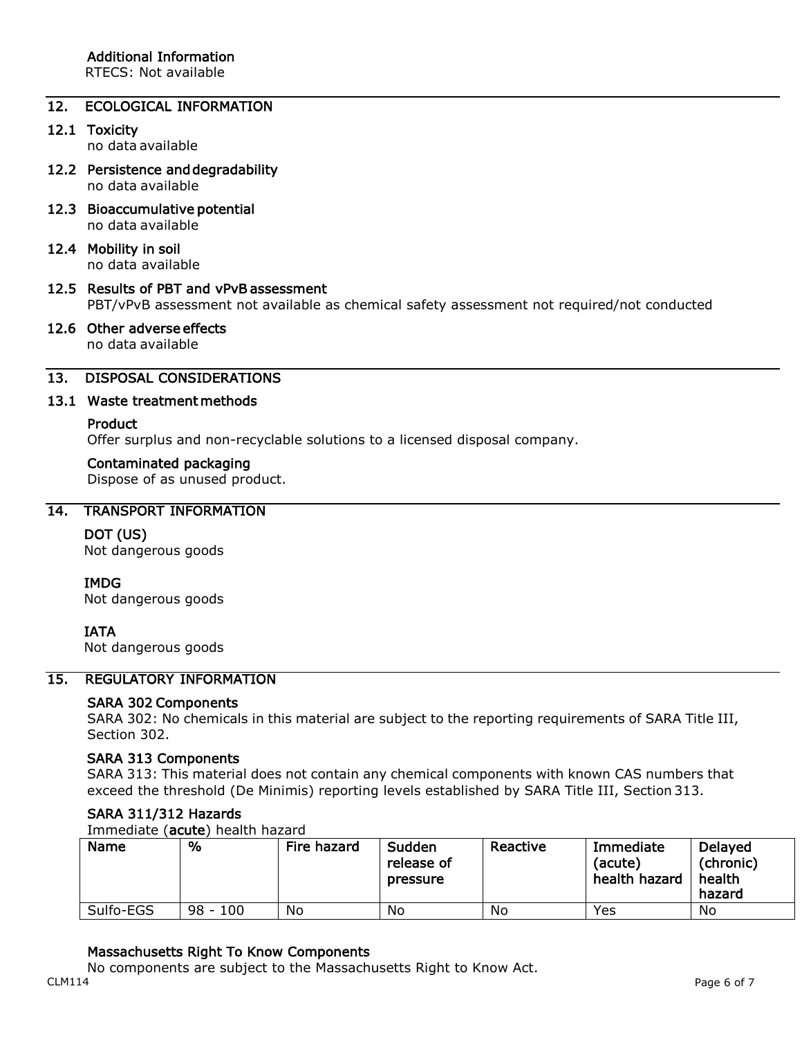### Additional Information

RTECS: Not available

## 12. ECOLOGICAL INFORMATION

### 12.1 Toxicity

no data available

### 12.2 Persistence and degradability

no data available

### 12.3 Bioaccumulative potential

no data available

### 12.4 Mobility in soil

no data available

### 12.5 Results of PBT and vPvB assessment

PBT/vPvB assessment not available as chemical safety assessment not required/not conducted

### 12.6 Other adverse effects

no data available

## 13. DISPOSAL CONSIDERATIONS

### 13.1 Waste treatment methods

**Product**

Offer surplus and non-recyclable solutions to a licensed disposal company.

**Contaminated packaging**

Dispose of as unused product.

## 14. TRANSPORT INFORMATION

**DOT (US)**

Not dangerous goods

**IMDG**

Not dangerous goods

**IATA**

Not dangerous goods

## 15. REGULATORY INFORMATION

**SARA 302 Components**

SARA 302: No chemicals in this material are subject to the reporting requirements of SARA Title III, Section 302.

**SARA 313 Components**

SARA 313: This material does not contain any chemical components with known CAS numbers that exceed the threshold (De Minimis) reporting levels established by SARA Title III, Section 313.

**SARA 311/312 Hazards**

Immediate (**acute**) health hazard

| Name | % | Fire hazard | Sudden release of pressure | Reactive | Immediate (acute) health hazard | Delayed (chronic) health hazard |
|---|---|---|---|---|---|---|
| Sulfo-EGS | 98 - 100 | No | No | No | Yes | No |

**Massachusetts Right To Know Components**

No components are subject to the Massachusetts Right to Know Act.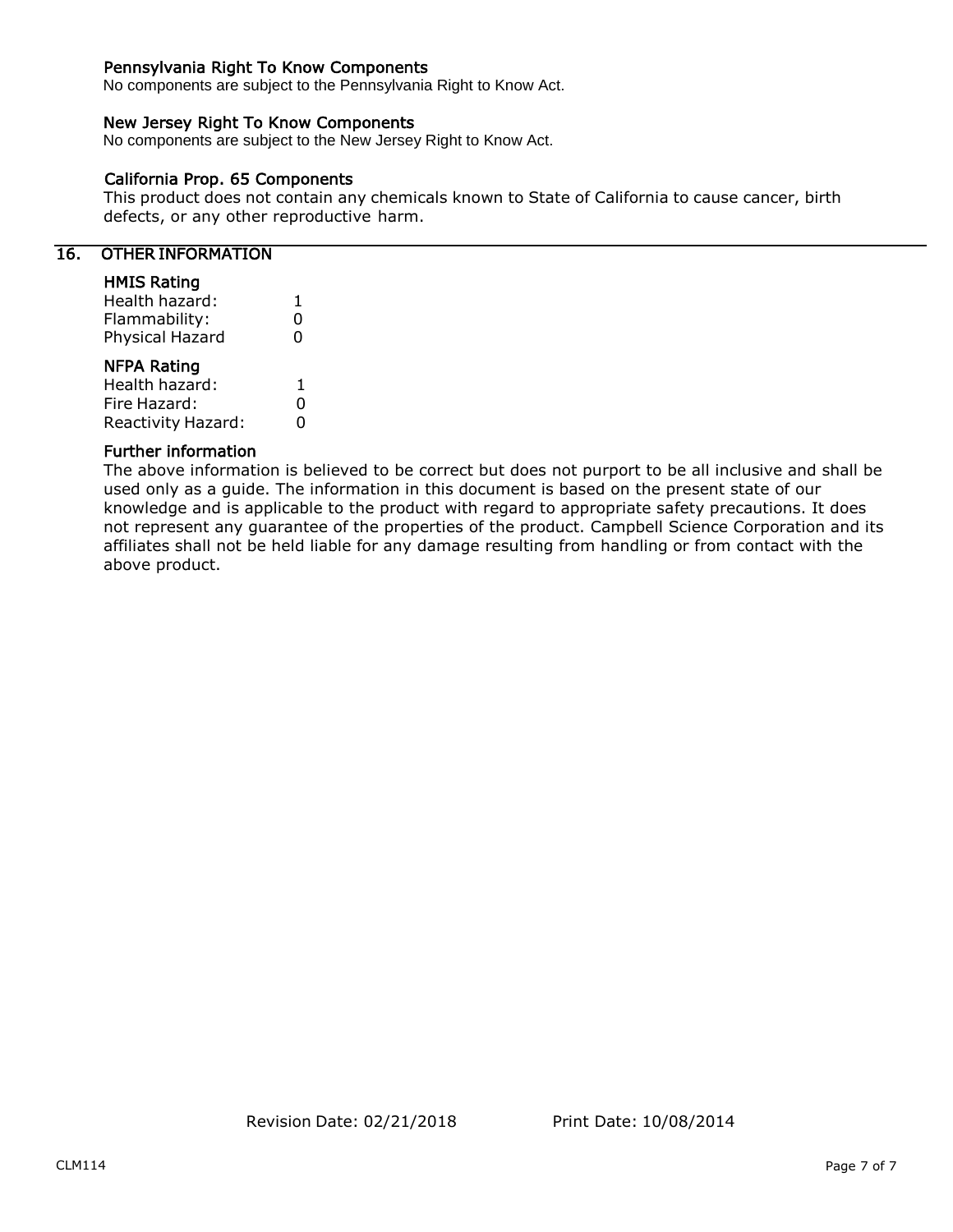### Pennsylvania Right To Know Components

No components are subject to the Pennsylvania Right to Know Act.

### New Jersey Right To Know Components

No components are subject to the New Jersey Right to Know Act.

### California Prop. 65 Components

This product does not contain any chemicals known to State of California to cause cancer, birth defects, or any other reproductive harm.

## 16. OTHER INFORMATION

### HMIS Rating

| | |
|---|---|
| Health hazard: | 1 |
| Flammability: | 0 |
| Physical Hazard | 0 |

### NFPA Rating

| | |
|---|---|
| Health hazard: | 1 |
| Fire Hazard: | 0 |
| Reactivity Hazard: | 0 |

### Further information

The above information is believed to be correct but does not purport to be all inclusive and shall be used only as a guide. The information in this document is based on the present state of our knowledge and is applicable to the product with regard to appropriate safety precautions. It does not represent any guarantee of the properties of the product. Campbell Science Corporation and its affiliates shall not be held liable for any damage resulting from handling or from contact with the above product.

Revision Date: 02/21/2018 Print Date: 10/08/2014